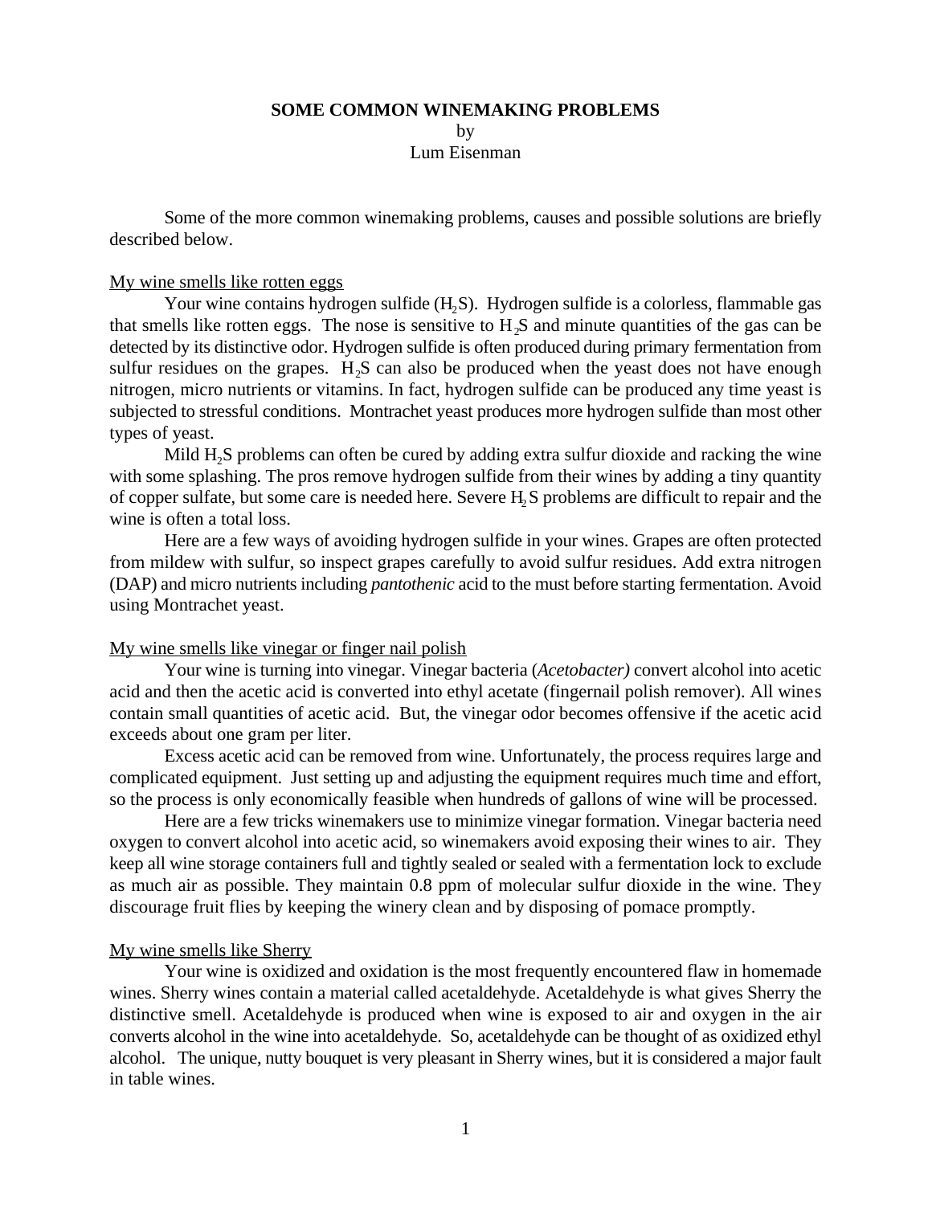# SOME COMMON WINEMAKING PROBLEMS

by

Lum Eisenman

Some of the more common winemaking problems, causes and possible solutions are briefly described below.

## My wine smells like rotten eggs

Your wine contains hydrogen sulfide ($H_2S$). Hydrogen sulfide is a colorless, flammable gas that smells like rotten eggs. The nose is sensitive to $H_2S$ and minute quantities of the gas can be detected by its distinctive odor. Hydrogen sulfide is often produced during primary fermentation from sulfur residues on the grapes. $H_2S$ can also be produced when the yeast does not have enough nitrogen, micro nutrients or vitamins. In fact, hydrogen sulfide can be produced any time yeast is subjected to stressful conditions. Montrachet yeast produces more hydrogen sulfide than most other types of yeast.

Mild $H_2S$ problems can often be cured by adding extra sulfur dioxide and racking the wine with some splashing. The pros remove hydrogen sulfide from their wines by adding a tiny quantity of copper sulfate, but some care is needed here. Severe $H_2S$ problems are difficult to repair and the wine is often a total loss.

Here are a few ways of avoiding hydrogen sulfide in your wines. Grapes are often protected from mildew with sulfur, so inspect grapes carefully to avoid sulfur residues. Add extra nitrogen (DAP) and micro nutrients including *pantothenic* acid to the must before starting fermentation. Avoid using Montrachet yeast.

## My wine smells like vinegar or finger nail polish

Your wine is turning into vinegar. Vinegar bacteria (*Acetobacter)* convert alcohol into acetic acid and then the acetic acid is converted into ethyl acetate (fingernail polish remover). All wines contain small quantities of acetic acid. But, the vinegar odor becomes offensive if the acetic acid exceeds about one gram per liter.

Excess acetic acid can be removed from wine. Unfortunately, the process requires large and complicated equipment. Just setting up and adjusting the equipment requires much time and effort, so the process is only economically feasible when hundreds of gallons of wine will be processed.

Here are a few tricks winemakers use to minimize vinegar formation. Vinegar bacteria need oxygen to convert alcohol into acetic acid, so winemakers avoid exposing their wines to air. They keep all wine storage containers full and tightly sealed or sealed with a fermentation lock to exclude as much air as possible. They maintain 0.8 ppm of molecular sulfur dioxide in the wine. They discourage fruit flies by keeping the winery clean and by disposing of pomace promptly.

## My wine smells like Sherry

Your wine is oxidized and oxidation is the most frequently encountered flaw in homemade wines. Sherry wines contain a material called acetaldehyde. Acetaldehyde is what gives Sherry the distinctive smell. Acetaldehyde is produced when wine is exposed to air and oxygen in the air converts alcohol in the wine into acetaldehyde. So, acetaldehyde can be thought of as oxidized ethyl alcohol. The unique, nutty bouquet is very pleasant in Sherry wines, but it is considered a major fault in table wines.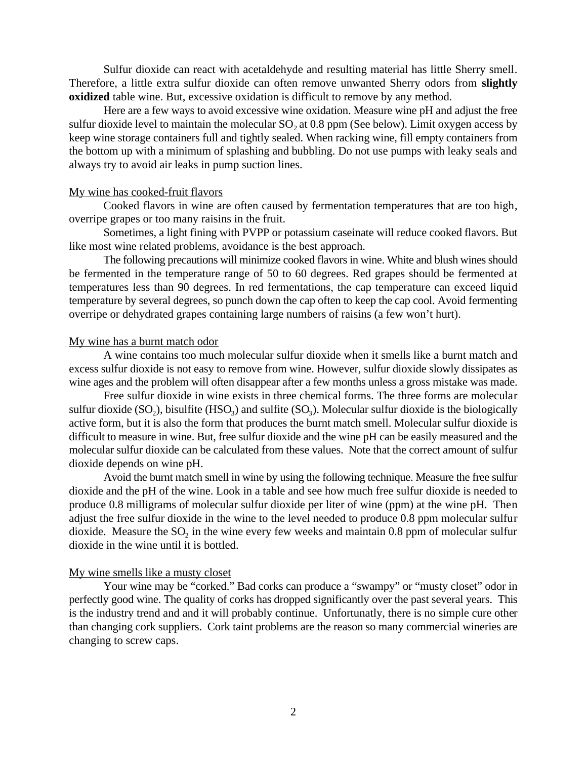Sulfur dioxide can react with acetaldehyde and resulting material has little Sherry smell. Therefore, a little extra sulfur dioxide can often remove unwanted Sherry odors from **slightly oxidized** table wine. But, excessive oxidation is difficult to remove by any method.

Here are a few ways to avoid excessive wine oxidation. Measure wine pH and adjust the free sulfur dioxide level to maintain the molecular $SO_2$ at 0.8 ppm (See below). Limit oxygen access by keep wine storage containers full and tightly sealed. When racking wine, fill empty containers from the bottom up with a minimum of splashing and bubbling. Do not use pumps with leaky seals and always try to avoid air leaks in pump suction lines.

## My wine has cooked-fruit flavors

Cooked flavors in wine are often caused by fermentation temperatures that are too high, overripe grapes or too many raisins in the fruit.

Sometimes, a light fining with PVPP or potassium caseinate will reduce cooked flavors. But like most wine related problems, avoidance is the best approach.

The following precautions will minimize cooked flavors in wine. White and blush wines should be fermented in the temperature range of 50 to 60 degrees. Red grapes should be fermented at temperatures less than 90 degrees. In red fermentations, the cap temperature can exceed liquid temperature by several degrees, so punch down the cap often to keep the cap cool. Avoid fermenting overripe or dehydrated grapes containing large numbers of raisins (a few won't hurt).

## My wine has a burnt match odor

A wine contains too much molecular sulfur dioxide when it smells like a burnt match and excess sulfur dioxide is not easy to remove from wine. However, sulfur dioxide slowly dissipates as wine ages and the problem will often disappear after a few months unless a gross mistake was made.

Free sulfur dioxide in wine exists in three chemical forms. The three forms are molecular sulfur dioxide ($SO_2$), bisulfite ($HSO_3$) and sulfite ($SO_3$). Molecular sulfur dioxide is the biologically active form, but it is also the form that produces the burnt match smell. Molecular sulfur dioxide is difficult to measure in wine. But, free sulfur dioxide and the wine pH can be easily measured and the molecular sulfur dioxide can be calculated from these values. Note that the correct amount of sulfur dioxide depends on wine pH.

Avoid the burnt match smell in wine by using the following technique. Measure the free sulfur dioxide and the pH of the wine. Look in a table and see how much free sulfur dioxide is needed to produce 0.8 milligrams of molecular sulfur dioxide per liter of wine (ppm) at the wine pH. Then adjust the free sulfur dioxide in the wine to the level needed to produce 0.8 ppm molecular sulfur dioxide. Measure the $SO_2$ in the wine every few weeks and maintain 0.8 ppm of molecular sulfur dioxide in the wine until it is bottled.

## My wine smells like a musty closet

Your wine may be "corked." Bad corks can produce a "swampy" or "musty closet" odor in perfectly good wine. The quality of corks has dropped significantly over the past several years. This is the industry trend and and it will probably continue. Unfortunatly, there is no simple cure other than changing cork suppliers. Cork taint problems are the reason so many commercial wineries are changing to screw caps.